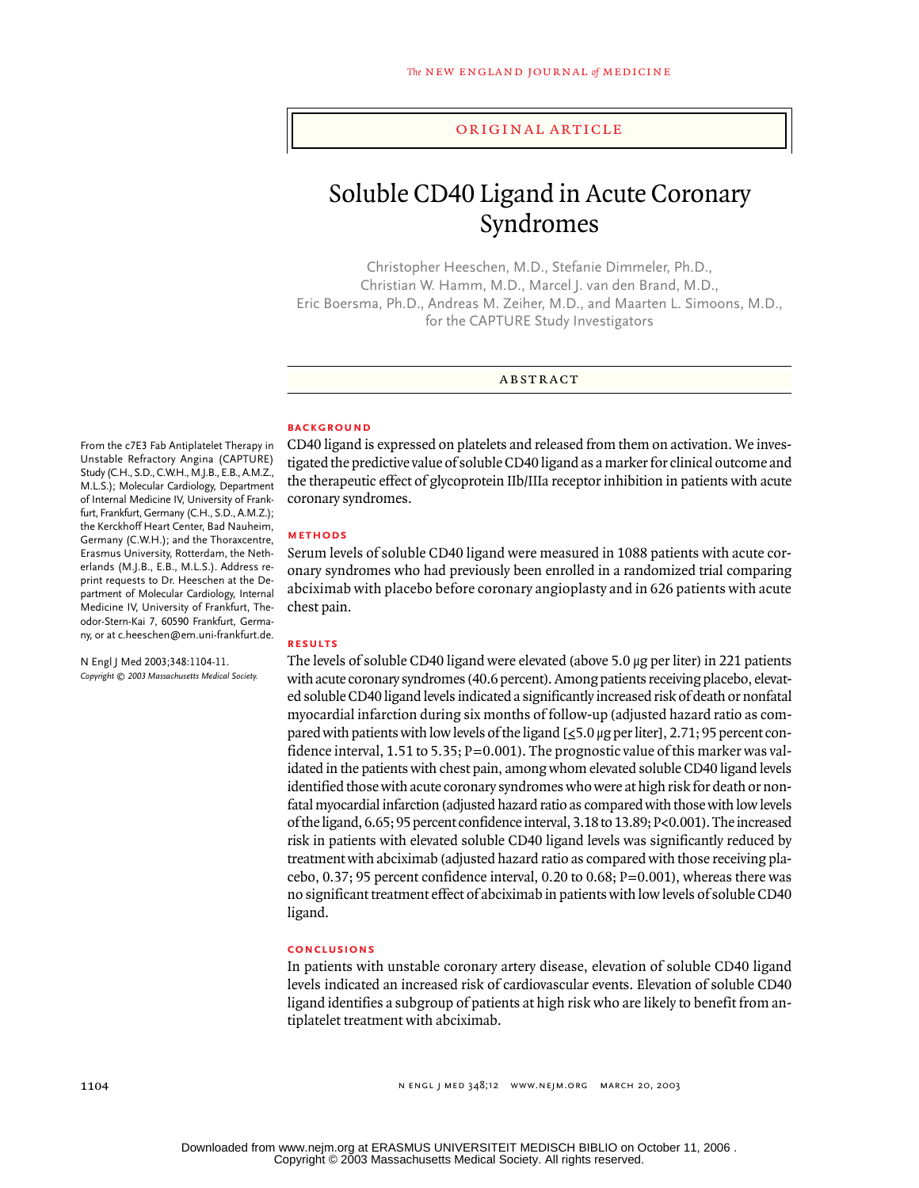ORIGINAL ARTICLE

# Soluble CD40 Ligand in Acute Coronary Syndromes

Christopher Heeschen, M.D., Stefanie Dimmeler, Ph.D., Christian W. Hamm, M.D., Marcel J. van den Brand, M.D., Eric Boersma, Ph.D., Andreas M. Zeiher, M.D., and Maarten L. Simoons, M.D., for the CAPTURE Study Investigators

## ABSTRACT

### BACKGROUND

CD40 ligand is expressed on platelets and released from them on activation. We investigated the predictive value of soluble CD40 ligand as a marker for clinical outcome and the therapeutic effect of glycoprotein IIb/IIIa receptor inhibition in patients with acute coronary syndromes.

### METHODS

Serum levels of soluble CD40 ligand were measured in 1088 patients with acute coronary syndromes who had previously been enrolled in a randomized trial comparing abciximab with placebo before coronary angioplasty and in 626 patients with acute chest pain.

### RESULTS

The levels of soluble CD40 ligand were elevated (above 5.0 μg per liter) in 221 patients with acute coronary syndromes (40.6 percent). Among patients receiving placebo, elevated soluble CD40 ligand levels indicated a significantly increased risk of death or nonfatal myocardial infarction during six months of follow-up (adjusted hazard ratio as compared with patients with low levels of the ligand [≤5.0 μg per liter], 2.71; 95 percent confidence interval, 1.51 to 5.35; P=0.001). The prognostic value of this marker was validated in the patients with chest pain, among whom elevated soluble CD40 ligand levels identified those with acute coronary syndromes who were at high risk for death or nonfatal myocardial infarction (adjusted hazard ratio as compared with those with low levels of the ligand, 6.65; 95 percent confidence interval, 3.18 to 13.89; P<0.001). The increased risk in patients with elevated soluble CD40 ligand levels was significantly reduced by treatment with abciximab (adjusted hazard ratio as compared with those receiving placebo, 0.37; 95 percent confidence interval, 0.20 to 0.68; P=0.001), whereas there was no significant treatment effect of abciximab in patients with low levels of soluble CD40 ligand.

### CONCLUSIONS

In patients with unstable coronary artery disease, elevation of soluble CD40 ligand levels indicated an increased risk of cardiovascular events. Elevation of soluble CD40 ligand identifies a subgroup of patients at high risk who are likely to benefit from antiplatelet treatment with abciximab.

From the c7E3 Fab Antiplatelet Therapy in Unstable Refractory Angina (CAPTURE) Study (C.H., S.D., C.W.H., M.J.B., E.B., A.M.Z., M.L.S.); Molecular Cardiology, Department of Internal Medicine IV, University of Frankfurt, Frankfurt, Germany (C.H., S.D., A.M.Z.); the Kerckhoff Heart Center, Bad Nauheim, Germany (C.W.H.); and the Thoraxcentre, Erasmus University, Rotterdam, the Netherlands (M.J.B., E.B., M.L.S.). Address reprint requests to Dr. Heeschen at the Department of Molecular Cardiology, Internal Medicine IV, University of Frankfurt, Theodor-Stern-Kai 7, 60590 Frankfurt, Germany, or at c.heeschen@em.uni-frankfurt.de.

N Engl J Med 2003;348:1104-11.
*Copyright © 2003 Massachusetts Medical Society.*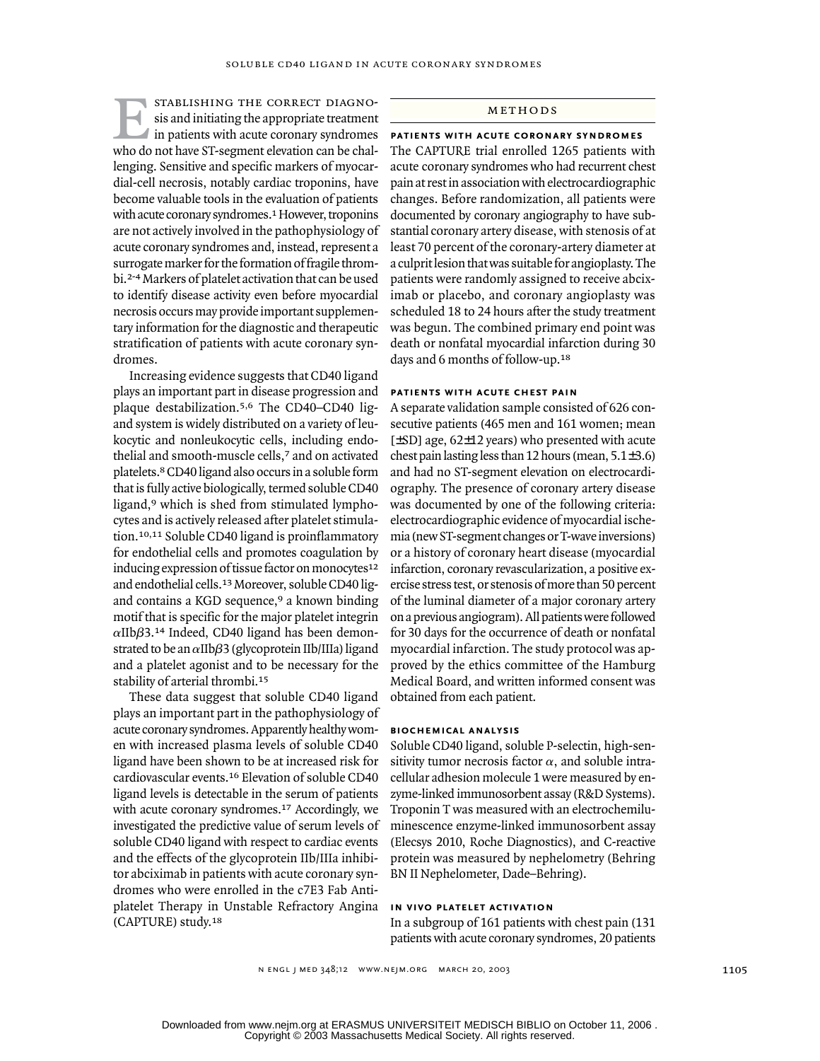Establishing the correct diagnosis and initiating the appropriate treatment in patients with acute coronary syndromes who do not have ST-segment elevation can be challenging. Sensitive and specific markers of myocardial-cell necrosis, notably cardiac troponins, have become valuable tools in the evaluation of patients with acute coronary syndromes.[1] However, troponins are not actively involved in the pathophysiology of acute coronary syndromes and, instead, represent a surrogate marker for the formation of fragile thrombi.[2-4] Markers of platelet activation that can be used to identify disease activity even before myocardial necrosis occurs may provide important supplementary information for the diagnostic and therapeutic stratification of patients with acute coronary syndromes.

Increasing evidence suggests that CD40 ligand plays an important part in disease progression and plaque destabilization.[5,6] The CD40–CD40 ligand system is widely distributed on a variety of leukocytic and nonleukocytic cells, including endothelial and smooth-muscle cells,[7] and on activated platelets.[8] CD40 ligand also occurs in a soluble form that is fully active biologically, termed soluble CD40 ligand,[9] which is shed from stimulated lymphocytes and is actively released after platelet stimulation.[10,11] Soluble CD40 ligand is proinflammatory for endothelial cells and promotes coagulation by inducing expression of tissue factor on monocytes[12] and endothelial cells.[13] Moreover, soluble CD40 ligand contains a KGD sequence,[9] a known binding motif that is specific for the major platelet integrin $\alpha$IIb$\beta$3.[14] Indeed, CD40 ligand has been demonstrated to be an $\alpha$IIb$\beta$3 (glycoprotein IIb/IIIa) ligand and a platelet agonist and to be necessary for the stability of arterial thrombi.[15]

These data suggest that soluble CD40 ligand plays an important part in the pathophysiology of acute coronary syndromes. Apparently healthy women with increased plasma levels of soluble CD40 ligand have been shown to be at increased risk for cardiovascular events.[16] Elevation of soluble CD40 ligand levels is detectable in the serum of patients with acute coronary syndromes.[17] Accordingly, we investigated the predictive value of serum levels of soluble CD40 ligand with respect to cardiac events and the effects of the glycoprotein IIb/IIIa inhibitor abciximab in patients with acute coronary syndromes who were enrolled in the c7E3 Fab Antiplatelet Therapy in Unstable Refractory Angina (CAPTURE) study.[18]

## Methods

### Patients with Acute Coronary Syndromes

The CAPTURE trial enrolled 1265 patients with acute coronary syndromes who had recurrent chest pain at rest in association with electrocardiographic changes. Before randomization, all patients were documented by coronary angiography to have substantial coronary artery disease, with stenosis of at least 70 percent of the coronary-artery diameter at a culprit lesion that was suitable for angioplasty. The patients were randomly assigned to receive abciximab or placebo, and coronary angioplasty was scheduled 18 to 24 hours after the study treatment was begun. The combined primary end point was death or nonfatal myocardial infarction during 30 days and 6 months of follow-up.[18]

### Patients with Acute Chest Pain

A separate validation sample consisted of 626 consecutive patients (465 men and 161 women; mean [±SD] age, 62±12 years) who presented with acute chest pain lasting less than 12 hours (mean, 5.1±3.6) and had no ST-segment elevation on electrocardiography. The presence of coronary artery disease was documented by one of the following criteria: electrocardiographic evidence of myocardial ischemia (new ST-segment changes or T-wave inversions) or a history of coronary heart disease (myocardial infarction, coronary revascularization, a positive exercise stress test, or stenosis of more than 50 percent of the luminal diameter of a major coronary artery on a previous angiogram). All patients were followed for 30 days for the occurrence of death or nonfatal myocardial infarction. The study protocol was approved by the ethics committee of the Hamburg Medical Board, and written informed consent was obtained from each patient.

### Biochemical Analysis

Soluble CD40 ligand, soluble P-selectin, high-sensitivity tumor necrosis factor $\alpha$, and soluble intracellular adhesion molecule 1 were measured by enzyme-linked immunosorbent assay (R&D Systems). Troponin T was measured with an electrochemiluminescence enzyme-linked immunosorbent assay (Elecsys 2010, Roche Diagnostics), and C-reactive protein was measured by nephelometry (Behring BN II Nephelometer, Dade–Behring).

### In Vivo Platelet Activation

In a subgroup of 161 patients with chest pain (131 patients with acute coronary syndromes, 20 patients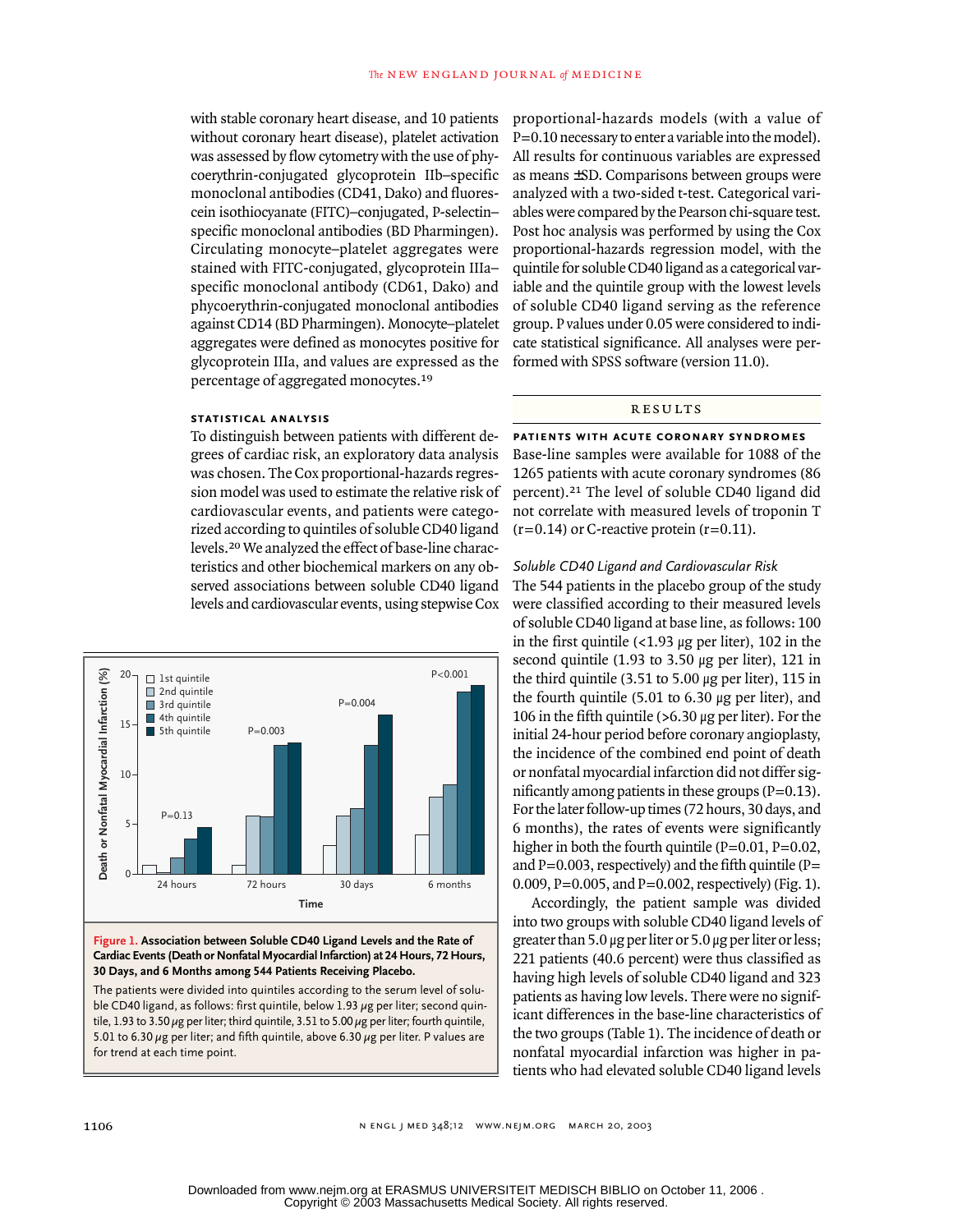with stable coronary heart disease, and 10 patients without coronary heart disease), platelet activation was assessed by flow cytometry with the use of phycoerythrin-conjugated glycoprotein IIb–specific monoclonal antibodies (CD41, Dako) and fluorescein isothiocyanate (FITC)–conjugated, P-selectin–specific monoclonal antibodies (BD Pharmingen). Circulating monocyte–platelet aggregates were stained with FITC-conjugated, glycoprotein IIIa–specific monoclonal antibody (CD61, Dako) and phycoerythrin-conjugated monoclonal antibodies against CD14 (BD Pharmingen). Monocyte–platelet aggregates were defined as monocytes positive for glycoprotein IIIa, and values are expressed as the percentage of aggregated monocytes.[19]

### STATISTICAL ANALYSIS

To distinguish between patients with different degrees of cardiac risk, an exploratory data analysis was chosen. The Cox proportional-hazards regression model was used to estimate the relative risk of cardiovascular events, and patients were categorized according to quintiles of soluble CD40 ligand levels.[20] We analyzed the effect of base-line characteristics and other biochemical markers on any observed associations between soluble CD40 ligand levels and cardiovascular events, using stepwise Cox proportional-hazards models (with a value of P=0.10 necessary to enter a variable into the model). All results for continuous variables are expressed as means ±SD. Comparisons between groups were analyzed with a two-sided t-test. Categorical variables were compared by the Pearson chi-square test. Post hoc analysis was performed by using the Cox proportional-hazards regression model, with the quintile for soluble CD40 ligand as a categorical variable and the quintile group with the lowest levels of soluble CD40 ligand serving as the reference group. P values under 0.05 were considered to indicate statistical significance. All analyses were performed with SPSS software (version 11.0).

## RESULTS

### PATIENTS WITH ACUTE CORONARY SYNDROMES

Base-line samples were available for 1088 of the 1265 patients with acute coronary syndromes (86 percent).[21] The level of soluble CD40 ligand did not correlate with measured levels of troponin T (r=0.14) or C-reactive protein (r=0.11).

#### *Soluble CD40 Ligand and Cardiovascular Risk*

The 544 patients in the placebo group of the study were classified according to their measured levels of soluble CD40 ligand at base line, as follows: 100 in the first quintile (<1.93 μg per liter), 102 in the second quintile (1.93 to 3.50 μg per liter), 121 in the third quintile (3.51 to 5.00 μg per liter), 115 in the fourth quintile (5.01 to 6.30 μg per liter), and 106 in the fifth quintile (>6.30 μg per liter). For the initial 24-hour period before coronary angioplasty, the incidence of the combined end point of death or nonfatal myocardial infarction did not differ significantly among patients in these groups (P=0.13). For the later follow-up times (72 hours, 30 days, and 6 months), the rates of events were significantly higher in both the fourth quintile (P=0.01, P=0.02, and P=0.003, respectively) and the fifth quintile (P=0.009, P=0.005, and P=0.002, respectively) (Fig. 1).

**Figure 1. Association between Soluble CD40 Ligand Levels and the Rate of Cardiac Events (Death or Nonfatal Myocardial Infarction) at 24 Hours, 72 Hours, 30 Days, and 6 Months among 544 Patients Receiving Placebo.**

The patients were divided into quintiles according to the serum level of soluble CD40 ligand, as follows: first quintile, below 1.93 μg per liter; second quintile, 1.93 to 3.50 μg per liter; third quintile, 3.51 to 5.00 μg per liter; fourth quintile, 5.01 to 6.30 μg per liter; and fifth quintile, above 6.30 μg per liter. P values are for trend at each time point.

Accordingly, the patient sample was divided into two groups with soluble CD40 ligand levels of greater than 5.0 μg per liter or 5.0 μg per liter or less; 221 patients (40.6 percent) were thus classified as having high levels of soluble CD40 ligand and 323 patients as having low levels. There were no significant differences in the base-line characteristics of the two groups (Table 1). The incidence of death or nonfatal myocardial infarction was higher in patients who had elevated soluble CD40 ligand levels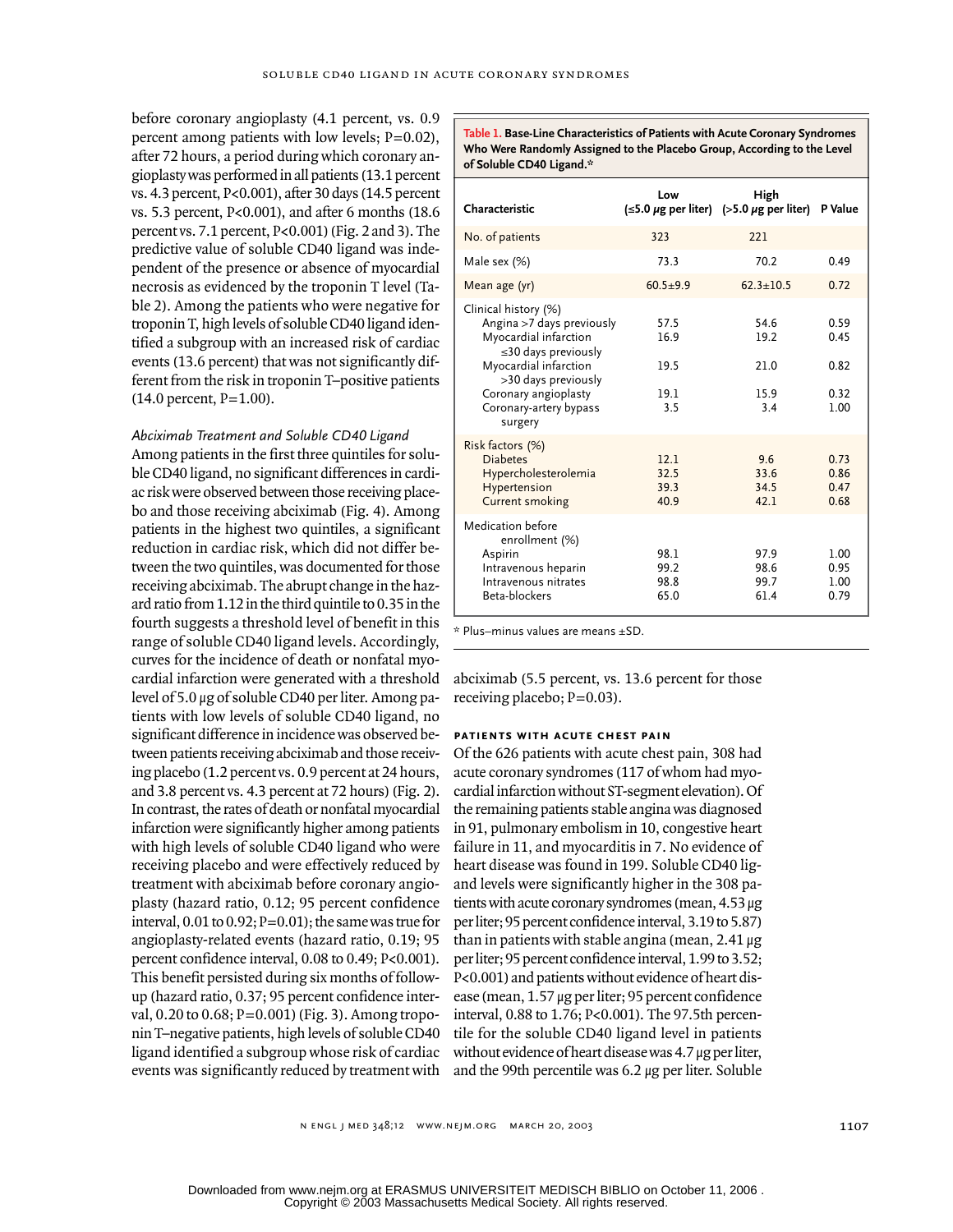before coronary angioplasty (4.1 percent, vs. 0.9 percent among patients with low levels; P=0.02), after 72 hours, a period during which coronary angioplasty was performed in all patients (13.1 percent vs. 4.3 percent, P<0.001), after 30 days (14.5 percent vs. 5.3 percent, P<0.001), and after 6 months (18.6 percent vs. 7.1 percent, P<0.001) (Fig. 2 and 3). The predictive value of soluble CD40 ligand was independent of the presence or absence of myocardial necrosis as evidenced by the troponin T level (Table 2). Among the patients who were negative for troponin T, high levels of soluble CD40 ligand identified a subgroup with an increased risk of cardiac events (13.6 percent) that was not significantly different from the risk in troponin T–positive patients (14.0 percent, P=1.00).

*Abciximab Treatment and Soluble CD40 Ligand*

Among patients in the first three quintiles for soluble CD40 ligand, no significant differences in cardiac risk were observed between those receiving placebo and those receiving abciximab (Fig. 4). Among patients in the highest two quintiles, a significant reduction in cardiac risk, which did not differ between the two quintiles, was documented for those receiving abciximab. The abrupt change in the hazard ratio from 1.12 in the third quintile to 0.35 in the fourth suggests a threshold level of benefit in this range of soluble CD40 ligand levels. Accordingly, curves for the incidence of death or nonfatal myocardial infarction were generated with a threshold level of 5.0 μg of soluble CD40 per liter. Among patients with low levels of soluble CD40 ligand, no significant difference in incidence was observed between patients receiving abciximab and those receiving placebo (1.2 percent vs. 0.9 percent at 24 hours, and 3.8 percent vs. 4.3 percent at 72 hours) (Fig. 2). In contrast, the rates of death or nonfatal myocardial infarction were significantly higher among patients with high levels of soluble CD40 ligand who were receiving placebo and were effectively reduced by treatment with abciximab before coronary angioplasty (hazard ratio, 0.12; 95 percent confidence interval, 0.01 to 0.92; P=0.01); the same was true for angioplasty-related events (hazard ratio, 0.19; 95 percent confidence interval, 0.08 to 0.49; P<0.001). This benefit persisted during six months of follow-up (hazard ratio, 0.37; 95 percent confidence interval, 0.20 to 0.68; P=0.001) (Fig. 3). Among troponin T–negative patients, high levels of soluble CD40 ligand identified a subgroup whose risk of cardiac events was significantly reduced by treatment with abciximab (5.5 percent, vs. 13.6 percent for those receiving placebo; P=0.03).

**Table 1. Base-Line Characteristics of Patients with Acute Coronary Syndromes Who Were Randomly Assigned to the Placebo Group, According to the Level of Soluble CD40 Ligand.***

| Characteristic | Low (≤5.0 μg per liter) | High (>5.0 μg per liter) | P Value |
|---|---|---|---|
| No. of patients | 323 | 221 | |
| Male sex (%) | 73.3 | 70.2 | 0.49 |
| Mean age (yr) | 60.5±9.9 | 62.3±10.5 | 0.72 |
| Clinical history (%) | | | |
| Angina >7 days previously | 57.5 | 54.6 | 0.59 |
| Myocardial infarction ≤30 days previously | 16.9 | 19.2 | 0.45 |
| Myocardial infarction >30 days previously | 19.5 | 21.0 | 0.82 |
| Coronary angioplasty | 19.1 | 15.9 | 0.32 |
| Coronary-artery bypass surgery | 3.5 | 3.4 | 1.00 |
| Risk factors (%) | | | |
| Diabetes | 12.1 | 9.6 | 0.73 |
| Hypercholesterolemia | 32.5 | 33.6 | 0.86 |
| Hypertension | 39.3 | 34.5 | 0.47 |
| Current smoking | 40.9 | 42.1 | 0.68 |
| Medication before enrollment (%) | | | |
| Aspirin | 98.1 | 97.9 | 1.00 |
| Intravenous heparin | 99.2 | 98.6 | 0.95 |
| Intravenous nitrates | 98.8 | 99.7 | 1.00 |
| Beta-blockers | 65.0 | 61.4 | 0.79 |

\* Plus–minus values are means ±SD.

## PATIENTS WITH ACUTE CHEST PAIN

Of the 626 patients with acute chest pain, 308 had acute coronary syndromes (117 of whom had myocardial infarction without ST-segment elevation). Of the remaining patients stable angina was diagnosed in 91, pulmonary embolism in 10, congestive heart failure in 11, and myocarditis in 7. No evidence of heart disease was found in 199. Soluble CD40 ligand levels were significantly higher in the 308 patients with acute coronary syndromes (mean, 4.53 μg per liter; 95 percent confidence interval, 3.19 to 5.87) than in patients with stable angina (mean, 2.41 μg per liter; 95 percent confidence interval, 1.99 to 3.52; P<0.001) and patients without evidence of heart disease (mean, 1.57 μg per liter; 95 percent confidence interval, 0.88 to 1.76; P<0.001). The 97.5th percentile for the soluble CD40 ligand level in patients without evidence of heart disease was 4.7 μg per liter, and the 99th percentile was 6.2 μg per liter. Soluble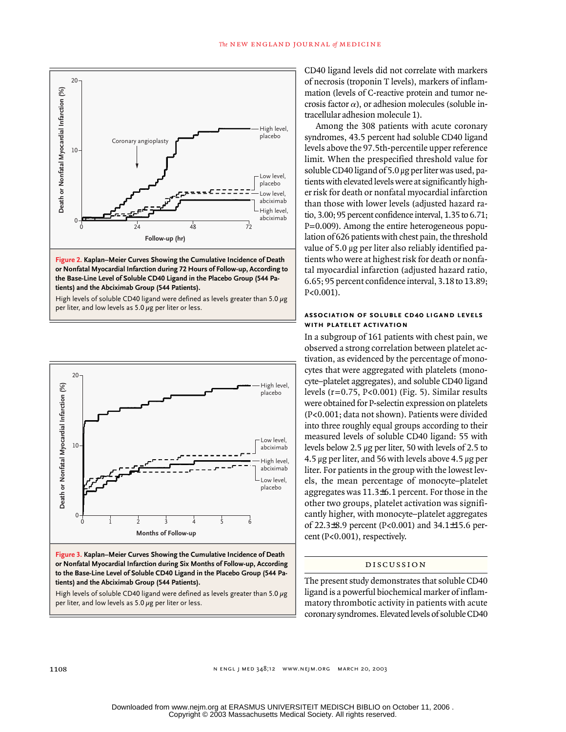Figure 2. Kaplan–Meier Curves Showing the Cumulative Incidence of Death or Nonfatal Myocardial Infarction during 72 Hours of Follow-up, According to the Base-Line Level of Soluble CD40 Ligand in the Placebo Group (544 Patients) and the Abciximab Group (544 Patients).

High levels of soluble CD40 ligand were defined as levels greater than 5.0 μg per liter, and low levels as 5.0 μg per liter or less.

Figure 3. Kaplan–Meier Curves Showing the Cumulative Incidence of Death or Nonfatal Myocardial Infarction during Six Months of Follow-up, According to the Base-Line Level of Soluble CD40 Ligand in the Placebo Group (544 Patients) and the Abciximab Group (544 Patients).

High levels of soluble CD40 ligand were defined as levels greater than 5.0 μg per liter, and low levels as 5.0 μg per liter or less.

CD40 ligand levels did not correlate with markers of necrosis (troponin T levels), markers of inflammation (levels of C-reactive protein and tumor necrosis factor α), or adhesion molecules (soluble intracellular adhesion molecule 1).

Among the 308 patients with acute coronary syndromes, 43.5 percent had soluble CD40 ligand levels above the 97.5th-percentile upper reference limit. When the prespecified threshold value for soluble CD40 ligand of 5.0 μg per liter was used, patients with elevated levels were at significantly higher risk for death or nonfatal myocardial infarction than those with lower levels (adjusted hazard ratio, 3.00; 95 percent confidence interval, 1.35 to 6.71; P=0.009). Among the entire heterogeneous population of 626 patients with chest pain, the threshold value of 5.0 μg per liter also reliably identified patients who were at highest risk for death or nonfatal myocardial infarction (adjusted hazard ratio, 6.65; 95 percent confidence interval, 3.18 to 13.89; P<0.001).

### ASSOCIATION OF SOLUBLE CD40 LIGAND LEVELS WITH PLATELET ACTIVATION

In a subgroup of 161 patients with chest pain, we observed a strong correlation between platelet activation, as evidenced by the percentage of monocytes that were aggregated with platelets (monocyte–platelet aggregates), and soluble CD40 ligand levels (r=0.75, P<0.001) (Fig. 5). Similar results were obtained for P-selectin expression on platelets (P<0.001; data not shown). Patients were divided into three roughly equal groups according to their measured levels of soluble CD40 ligand: 55 with levels below 2.5 μg per liter, 50 with levels of 2.5 to 4.5 μg per liter, and 56 with levels above 4.5 μg per liter. For patients in the group with the lowest levels, the mean percentage of monocyte–platelet aggregates was 11.3±6.1 percent. For those in the other two groups, platelet activation was significantly higher, with monocyte–platelet aggregates of 22.3±8.9 percent (P<0.001) and 34.1±15.6 percent (P<0.001), respectively.

## DISCUSSION

The present study demonstrates that soluble CD40 ligand is a powerful biochemical marker of inflammatory thrombotic activity in patients with acute coronary syndromes. Elevated levels of soluble CD40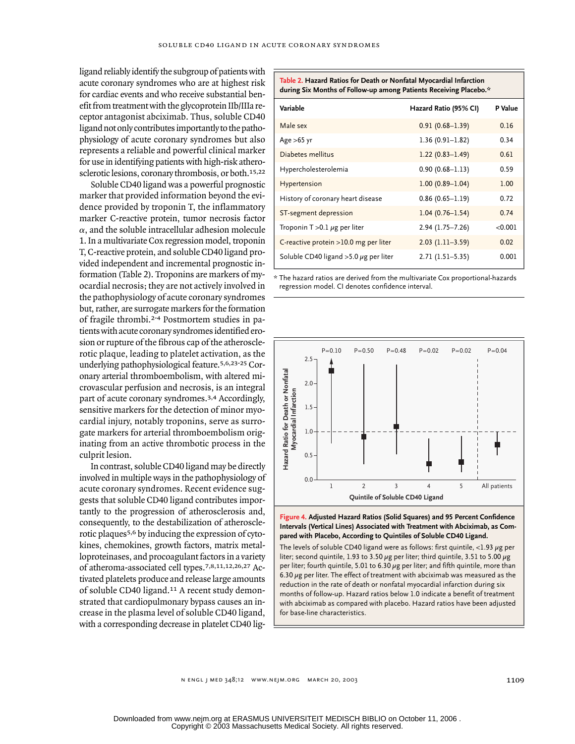ligand reliably identify the subgroup of patients with acute coronary syndromes who are at highest risk for cardiac events and who receive substantial benefit from treatment with the glycoprotein IIb/IIIa receptor antagonist abciximab. Thus, soluble CD40 ligand not only contributes importantly to the pathophysiology of acute coronary syndromes but also represents a reliable and powerful clinical marker for use in identifying patients with high-risk atherosclerotic lesions, coronary thrombosis, or both.[15,22]

Soluble CD40 ligand was a powerful prognostic marker that provided information beyond the evidence provided by troponin T, the inflammatory marker C-reactive protein, tumor necrosis factor $\alpha$, and the soluble intracellular adhesion molecule 1. In a multivariate Cox regression model, troponin T, C-reactive protein, and soluble CD40 ligand provided independent and incremental prognostic information (Table 2). Troponins are markers of myocardial necrosis; they are not actively involved in the pathophysiology of acute coronary syndromes but, rather, are surrogate markers for the formation of fragile thrombi.[2-4] Postmortem studies in patients with acute coronary syndromes identified erosion or rupture of the fibrous cap of the atherosclerotic plaque, leading to platelet activation, as the underlying pathophysiological feature.[5,6,23-25] Coronary arterial thromboembolism, with altered microvascular perfusion and necrosis, is an integral part of acute coronary syndromes.[3,4] Accordingly, sensitive markers for the detection of minor myocardial injury, notably troponins, serve as surrogate markers for arterial thromboembolism originating from an active thrombotic process in the culprit lesion.

In contrast, soluble CD40 ligand may be directly involved in multiple ways in the pathophysiology of acute coronary syndromes. Recent evidence suggests that soluble CD40 ligand contributes importantly to the progression of atherosclerosis and, consequently, to the destabilization of atherosclerotic plaques[5,6] by inducing the expression of cytokines, chemokines, growth factors, matrix metalloproteinases, and procoagulant factors in a variety of atheroma-associated cell types.[7,8,11,12,26,27] Activated platelets produce and release large amounts of soluble CD40 ligand.[11] A recent study demonstrated that cardiopulmonary bypass causes an increase in the plasma level of soluble CD40 ligand, with a corresponding decrease in platelet CD40 lig-

**Table 2. Hazard Ratios for Death or Nonfatal Myocardial Infarction during Six Months of Follow-up among Patients Receiving Placebo.***

| Variable | Hazard Ratio (95% CI) | P Value |
|---|---|---|
| Male sex | 0.91 (0.68–1.39) | 0.16 |
| Age >65 yr | 1.36 (0.91–1.82) | 0.34 |
| Diabetes mellitus | 1.22 (0.83–1.49) | 0.61 |
| Hypercholesterolemia | 0.90 (0.68–1.13) | 0.59 |
| Hypertension | 1.00 (0.89–1.04) | 1.00 |
| History of coronary heart disease | 0.86 (0.65–1.19) | 0.72 |
| ST-segment depression | 1.04 (0.76–1.54) | 0.74 |
| Troponin T >0.1 μg per liter | 2.94 (1.75–7.26) | <0.001 |
| C-reactive protein >10.0 mg per liter | 2.03 (1.11–3.59) | 0.02 |
| Soluble CD40 ligand >5.0 μg per liter | 2.71 (1.51–5.35) | 0.001 |

\* The hazard ratios are derived from the multivariate Cox proportional-hazards regression model. CI denotes confidence interval.

**Figure 4. Adjusted Hazard Ratios (Solid Squares) and 95 Percent Confidence Intervals (Vertical Lines) Associated with Treatment with Abciximab, as Compared with Placebo, According to Quintiles of Soluble CD40 Ligand.**

The levels of soluble CD40 ligand were as follows: first quintile, <1.93 μg per liter; second quintile, 1.93 to 3.50 μg per liter; third quintile, 3.51 to 5.00 μg per liter; fourth quintile, 5.01 to 6.30 μg per liter; and fifth quintile, more than 6.30 μg per liter. The effect of treatment with abciximab was measured as the reduction in the rate of death or nonfatal myocardial infarction during six months of follow-up. Hazard ratios below 1.0 indicate a benefit of treatment with abciximab as compared with placebo. Hazard ratios have been adjusted for base-line characteristics.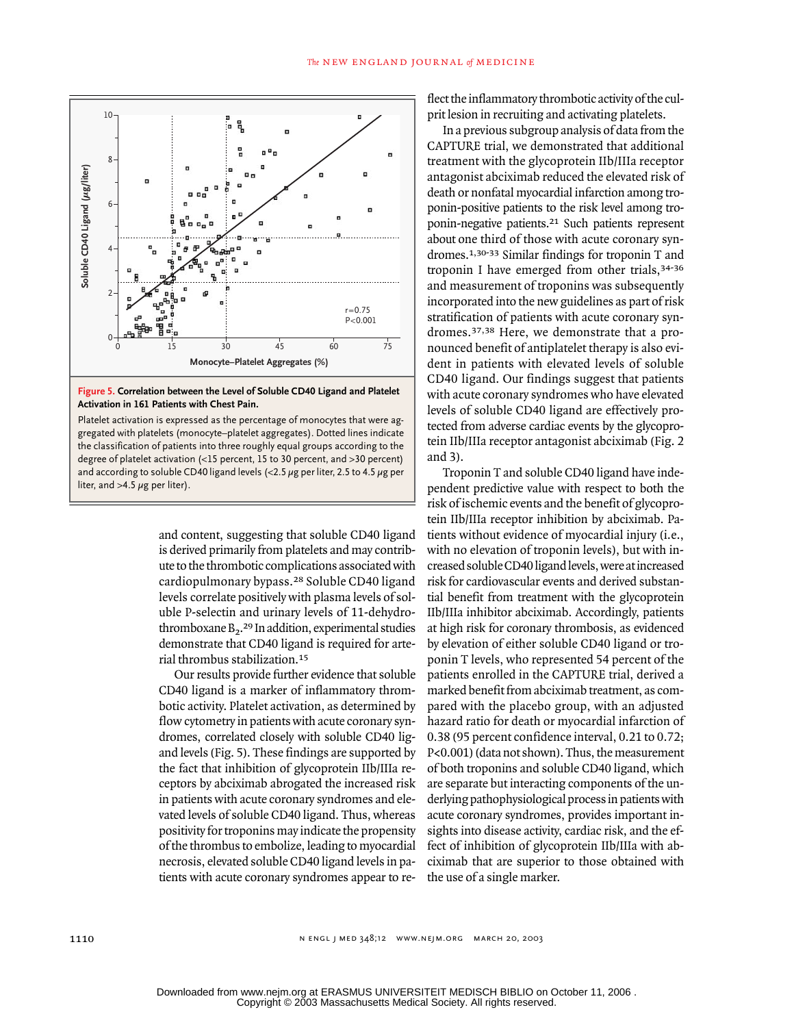**Figure 5. Correlation between the Level of Soluble CD40 Ligand and Platelet Activation in 161 Patients with Chest Pain.**

Platelet activation is expressed as the percentage of monocytes that were aggregated with platelets (monocyte–platelet aggregates). Dotted lines indicate the classification of patients into three roughly equal groups according to the degree of platelet activation (<15 percent, 15 to 30 percent, and >30 percent) and according to soluble CD40 ligand levels (<2.5 μg per liter, 2.5 to 4.5 μg per liter, and >4.5 μg per liter).

and content, suggesting that soluble CD40 ligand is derived primarily from platelets and may contribute to the thrombotic complications associated with cardiopulmonary bypass.[28] Soluble CD40 ligand levels correlate positively with plasma levels of soluble P-selectin and urinary levels of 11-dehydrothromboxane $B_2$.[29] In addition, experimental studies demonstrate that CD40 ligand is required for arterial thrombus stabilization.[15]

Our results provide further evidence that soluble CD40 ligand is a marker of inflammatory thrombotic activity. Platelet activation, as determined by flow cytometry in patients with acute coronary syndromes, correlated closely with soluble CD40 ligand levels (Fig. 5). These findings are supported by the fact that inhibition of glycoprotein IIb/IIIa receptors by abciximab abrogated the increased risk in patients with acute coronary syndromes and elevated levels of soluble CD40 ligand. Thus, whereas positivity for troponins may indicate the propensity of the thrombus to embolize, leading to myocardial necrosis, elevated soluble CD40 ligand levels in patients with acute coronary syndromes appear to reflect the inflammatory thrombotic activity of the culprit lesion in recruiting and activating platelets.

In a previous subgroup analysis of data from the CAPTURE trial, we demonstrated that additional treatment with the glycoprotein IIb/IIIa receptor antagonist abciximab reduced the elevated risk of death or nonfatal myocardial infarction among troponin-positive patients to the risk level among troponin-negative patients.[21] Such patients represent about one third of those with acute coronary syndromes.[1,30-33] Similar findings for troponin T and troponin I have emerged from other trials,[34-36] and measurement of troponins was subsequently incorporated into the new guidelines as part of risk stratification of patients with acute coronary syndromes.[37,38] Here, we demonstrate that a pronounced benefit of antiplatelet therapy is also evident in patients with elevated levels of soluble CD40 ligand. Our findings suggest that patients with acute coronary syndromes who have elevated levels of soluble CD40 ligand are effectively protected from adverse cardiac events by the glycoprotein IIb/IIIa receptor antagonist abciximab (Fig. 2 and 3).

Troponin T and soluble CD40 ligand have independent predictive value with respect to both the risk of ischemic events and the benefit of glycoprotein IIb/IIIa receptor inhibition by abciximab. Patients without evidence of myocardial injury (i.e., with no elevation of troponin levels), but with increased soluble CD40 ligand levels, were at increased risk for cardiovascular events and derived substantial benefit from treatment with the glycoprotein IIb/IIIa inhibitor abciximab. Accordingly, patients at high risk for coronary thrombosis, as evidenced by elevation of either soluble CD40 ligand or troponin T levels, who represented 54 percent of the patients enrolled in the CAPTURE trial, derived a marked benefit from abciximab treatment, as compared with the placebo group, with an adjusted hazard ratio for death or myocardial infarction of 0.38 (95 percent confidence interval, 0.21 to 0.72; $P<0.001$) (data not shown). Thus, the measurement of both troponins and soluble CD40 ligand, which are separate but interacting components of the underlying pathophysiological process in patients with acute coronary syndromes, provides important insights into disease activity, cardiac risk, and the effect of inhibition of glycoprotein IIb/IIIa with abciximab that are superior to those obtained with the use of a single marker.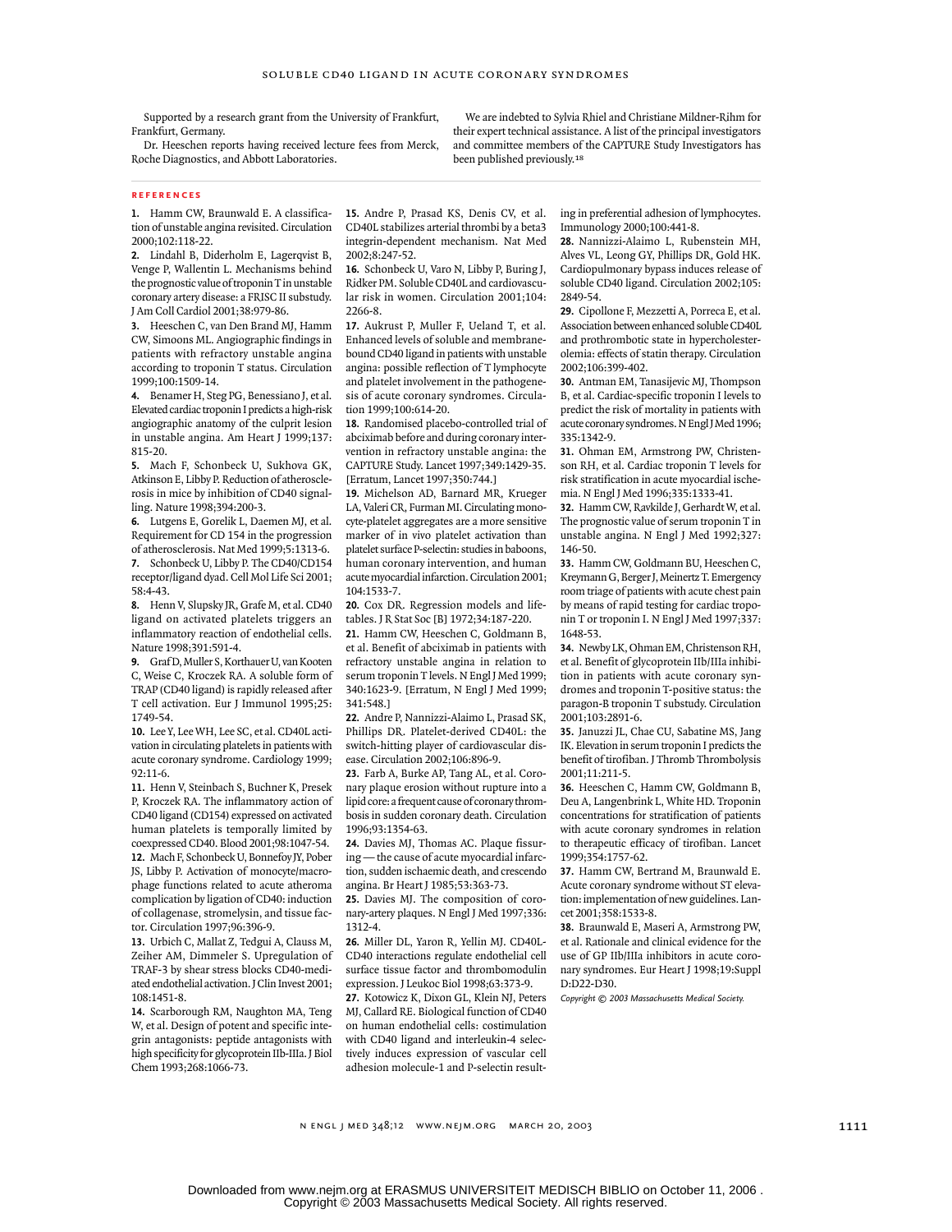Supported by a research grant from the University of Frankfurt, Frankfurt, Germany.

Dr. Heeschen reports having received lecture fees from Merck, Roche Diagnostics, and Abbott Laboratories.

We are indebted to Sylvia Rhiel and Christiane Mildner-Rihm for their expert technical assistance. A list of the principal investigators and committee members of the CAPTURE Study Investigators has been published previously.[18]

## REFERENCES

1. Hamm CW, Braunwald E. A classification of unstable angina revisited. Circulation 2000;102:118-22.
2. Lindahl B, Diderholm E, Lagerqvist B, Venge P, Wallentin L. Mechanisms behind the prognostic value of troponin T in unstable coronary artery disease: a FRISC II substudy. J Am Coll Cardiol 2001;38:979-86.
3. Heeschen C, van Den Brand MJ, Hamm CW, Simoons ML. Angiographic findings in patients with refractory unstable angina according to troponin T status. Circulation 1999;100:1509-14.
4. Benamer H, Steg PG, Benessiano J, et al. Elevated cardiac troponin I predicts a high-risk angiographic anatomy of the culprit lesion in unstable angina. Am Heart J 1999;137:815-20.
5. Mach F, Schonbeck U, Sukhova GK, Atkinson E, Libby P. Reduction of atherosclerosis in mice by inhibition of CD40 signalling. Nature 1998;394:200-3.
6. Lutgens E, Gorelik L, Daemen MJ, et al. Requirement for CD 154 in the progression of atherosclerosis. Nat Med 1999;5:1313-6.
7. Schonbeck U, Libby P. The CD40/CD154 receptor/ligand dyad. Cell Mol Life Sci 2001;58:4-43.
8. Henn V, Slupsky JR, Grafe M, et al. CD40 ligand on activated platelets triggers an inflammatory reaction of endothelial cells. Nature 1998;391:591-4.
9. Graf D, Muller S, Korthauer U, van Kooten C, Weise C, Kroczek RA. A soluble form of TRAP (CD40 ligand) is rapidly released after T cell activation. Eur J Immunol 1995;25:1749-54.
10. Lee Y, Lee WH, Lee SC, et al. CD40L activation in circulating platelets in patients with acute coronary syndrome. Cardiology 1999;92:11-6.
11. Henn V, Steinbach S, Buchner K, Presek P, Kroczek RA. The inflammatory action of CD40 ligand (CD154) expressed on activated human platelets is temporally limited by coexpressed CD40. Blood 2001;98:1047-54.
12. Mach F, Schonbeck U, Bonnefoy JY, Pober JS, Libby P. Activation of monocyte/macrophage functions related to acute atheroma complication by ligation of CD40: induction of collagenase, stromelysin, and tissue factor. Circulation 1997;96:396-9.
13. Urbich C, Mallat Z, Tedgui A, Clauss M, Zeiher AM, Dimmeler S. Upregulation of TRAF-3 by shear stress blocks CD40-mediated endothelial activation. J Clin Invest 2001;108:1451-8.
14. Scarborough RM, Naughton MA, Teng W, et al. Design of potent and specific integrin antagonists: peptide antagonists with high specificity for glycoprotein IIb-IIIa. J Biol Chem 1993;268:1066-73.
15. Andre P, Prasad KS, Denis CV, et al. CD40L stabilizes arterial thrombi by a beta3 integrin-dependent mechanism. Nat Med 2002;8:247-52.
16. Schonbeck U, Varo N, Libby P, Buring J, Ridker PM. Soluble CD40L and cardiovascular risk in women. Circulation 2001;104:2266-8.
17. Aukrust P, Muller F, Ueland T, et al. Enhanced levels of soluble and membrane-bound CD40 ligand in patients with unstable angina: possible reflection of T lymphocyte and platelet involvement in the pathogenesis of acute coronary syndromes. Circulation 1999;100:614-20.
18. Randomised placebo-controlled trial of abciximab before and during coronary intervention in refractory unstable angina: the CAPTURE Study. Lancet 1997;349:1429-35. [Erratum, Lancet 1997;350:744.]
19. Michelson AD, Barnard MR, Krueger LA, Valeri CR, Furman MI. Circulating monocyte-platelet aggregates are a more sensitive marker of in vivo platelet activation than platelet surface P-selectin: studies in baboons, human coronary intervention, and human acute myocardial infarction. Circulation 2001;104:1533-7.
20. Cox DR. Regression models and life-tables. J R Stat Soc [B] 1972;34:187-220.
21. Hamm CW, Heeschen C, Goldmann B, et al. Benefit of abciximab in patients with refractory unstable angina in relation to serum troponin T levels. N Engl J Med 1999;340:1623-9. [Erratum, N Engl J Med 1999;341:548.]
22. Andre P, Nannizzi-Alaimo L, Prasad SK, Phillips DR. Platelet-derived CD40L: the switch-hitting player of cardiovascular disease. Circulation 2002;106:896-9.
23. Farb A, Burke AP, Tang AL, et al. Coronary plaque erosion without rupture into a lipid core: a frequent cause of coronary thrombosis in sudden coronary death. Circulation 1996;93:1354-63.
24. Davies MJ, Thomas AC. Plaque fissuring — the cause of acute myocardial infarction, sudden ischaemic death, and crescendo angina. Br Heart J 1985;53:363-73.
25. Davies MJ. The composition of coronary-artery plaques. N Engl J Med 1997;336:1312-4.
26. Miller DL, Yaron R, Yellin MJ. CD40L-CD40 interactions regulate endothelial cell surface tissue factor and thrombomodulin expression. J Leukoc Biol 1998;63:373-9.
27. Kotowicz K, Dixon GL, Klein NJ, Peters MJ, Callard RE. Biological function of CD40 on human endothelial cells: costimulation with CD40 ligand and interleukin-4 selectively induces expression of vascular cell adhesion molecule-1 and P-selectin resulting in preferential adhesion of lymphocytes. Immunology 2000;100:441-8.
28. Nannizzi-Alaimo L, Rubenstein MH, Alves VL, Leong GY, Phillips DR, Gold HK. Cardiopulmonary bypass induces release of soluble CD40 ligand. Circulation 2002;105:2849-54.
29. Cipollone F, Mezzetti A, Porreca E, et al. Association between enhanced soluble CD40L and prothrombotic state in hypercholesterolemia: effects of statin therapy. Circulation 2002;106:399-402.
30. Antman EM, Tanasijevic MJ, Thompson B, et al. Cardiac-specific troponin I levels to predict the risk of mortality in patients with acute coronary syndromes. N Engl J Med 1996;335:1342-9.
31. Ohman EM, Armstrong PW, Christenson RH, et al. Cardiac troponin T levels for risk stratification in acute myocardial ischemia. N Engl J Med 1996;335:1333-41.
32. Hamm CW, Ravkilde J, Gerhardt W, et al. The prognostic value of serum troponin T in unstable angina. N Engl J Med 1992;327:146-50.
33. Hamm CW, Goldmann BU, Heeschen C, Kreymann G, Berger J, Meinertz T. Emergency room triage of patients with acute chest pain by means of rapid testing for cardiac troponin T or troponin I. N Engl J Med 1997;337:1648-53.
34. Newby LK, Ohman EM, Christenson RH, et al. Benefit of glycoprotein IIb/IIIa inhibition in patients with acute coronary syndromes and troponin T-positive status: the paragon-B troponin T substudy. Circulation 2001;103:2891-6.
35. Januzzi JL, Chae CU, Sabatine MS, Jang IK. Elevation in serum troponin I predicts the benefit of tirofiban. J Thromb Thrombolysis 2001;11:211-5.
36. Heeschen C, Hamm CW, Goldmann B, Deu A, Langenbrink L, White HD. Troponin concentrations for stratification of patients with acute coronary syndromes in relation to therapeutic efficacy of tirofiban. Lancet 1999;354:1757-62.
37. Hamm CW, Bertrand M, Braunwald E. Acute coronary syndrome without ST elevation: implementation of new guidelines. Lancet 2001;358:1533-8.
38. Braunwald E, Maseri A, Armstrong PW, et al. Rationale and clinical evidence for the use of GP IIb/IIIa inhibitors in acute coronary syndromes. Eur Heart J 1998;19:Suppl D:D22-D30.

*Copyright © 2003 Massachusetts Medical Society.*